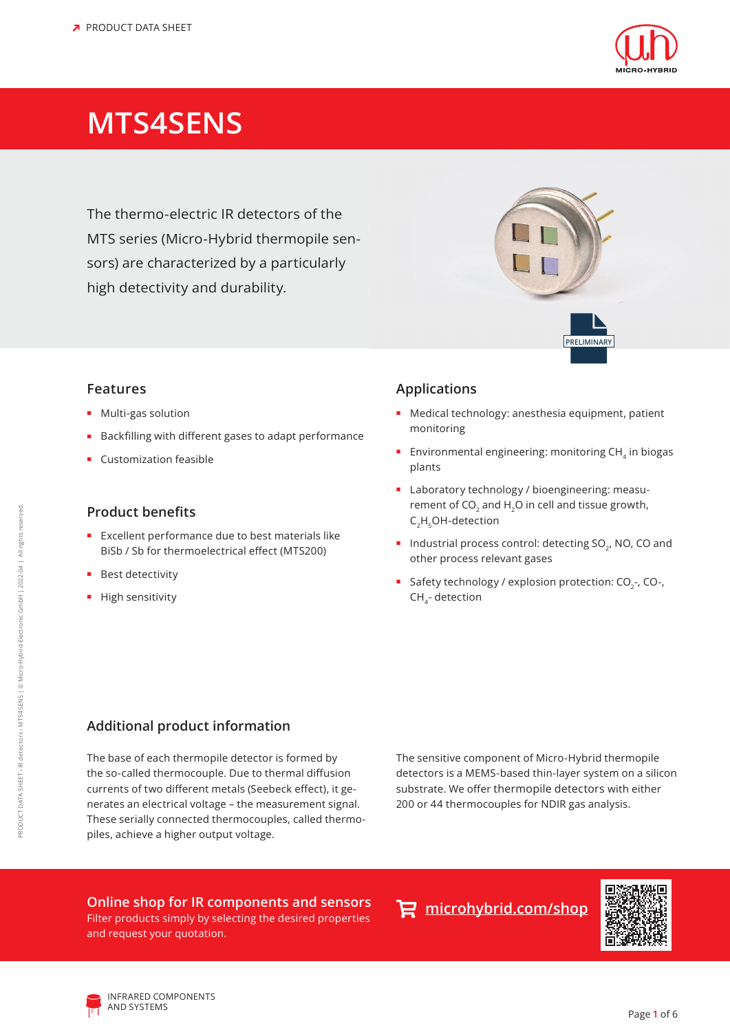PRODUCT DATA SHEET

# MTS4SENS

The thermo-electric IR detectors of the MTS series (Micro-Hybrid thermopile sensors) are characterized by a particularly high detectivity and durability.

PRELIMINARY

## Features

- Multi-gas solution
- Backfilling with different gases to adapt performance
- Customization feasible

## Product benefits

- Excellent performance due to best materials like BiSb / Sb for thermoelectrical effect (MTS200)
- Best detectivity
- High sensitivity

## Applications

- Medical technology: anesthesia equipment, patient monitoring
- Environmental engineering: monitoring $CH_4$ in biogas plants
- Laboratory technology / bioengineering: measurement of $CO_2$ and $H_2O$ in cell and tissue growth, $C_2H_5OH$-detection
- Industrial process control: detecting $SO_2$, NO, CO and other process relevant gases
- Safety technology / explosion protection: $CO_2$-, CO-, $CH_4$- detection

## Additional product information

The base of each thermopile detector is formed by the so-called thermocouple. Due to thermal diffusion currents of two different metals (Seebeck effect), it generates an electrical voltage – the measurement signal. These serially connected thermocouples, called thermopiles, achieve a higher output voltage.

The sensitive component of Micro-Hybrid thermopile detectors is a MEMS-based thin-layer system on a silicon substrate. We offer thermopile detectors with either 200 or 44 thermocouples for NDIR gas analysis.

**Online shop for IR components and sensors**
Filter products simply by selecting the desired properties and request your quotation.

microhybrid.com/shop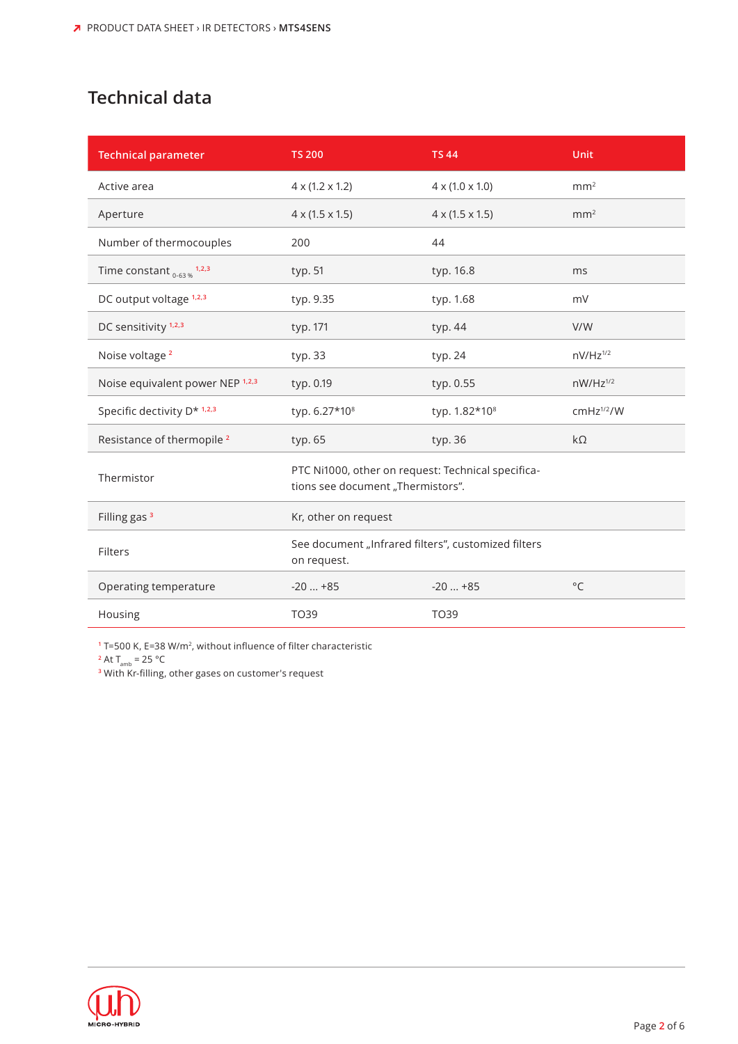# Technical data

| Technical parameter | TS 200 | TS 44 | Unit |
|---|---|---|---|
| Active area | 4 x (1.2 x 1.2) | 4 x (1.0 x 1.0) | $mm^2$ |
| Aperture | 4 x (1.5 x 1.5) | 4 x (1.5 x 1.5) | $mm^2$ |
| Number of thermocouples | 200 | 44 | |
| Time constant $_{0\text{-}63\,\%}$ [1,2,3] | typ. 51 | typ. 16.8 | ms |
| DC output voltage [1,2,3] | typ. 9.35 | typ. 1.68 | mV |
| DC sensitivity [1,2,3] | typ. 171 | typ. 44 | V/W |
| Noise voltage [2] | typ. 33 | typ. 24 | $nV/Hz^{1/2}$ |
| Noise equivalent power NEP [1,2,3] | typ. 0.19 | typ. 0.55 | $nW/Hz^{1/2}$ |
| Specific dectivity D* [1,2,3] | typ. $6.27*10^8$ | typ. $1.82*10^8$ | $cmHz^{1/2}/W$ |
| Resistance of thermopile [2] | typ. 65 | typ. 36 | kΩ |
| Thermistor | PTC Ni1000, other on request: Technical specifications see document „Thermistors". | | |
| Filling gas [3] | Kr, other on request | | |
| Filters | See document „Infrared filters", customized filters on request. | | |
| Operating temperature | -20 ... +85 | -20 ... +85 | °C |
| Housing | TO39 | TO39 | |

[1] T=500 K, E=38 $W/m^2$, without influence of filter characteristic
[2] At $T_{amb}$ = 25 °C
[3] With Kr-filling, other gases on customer's request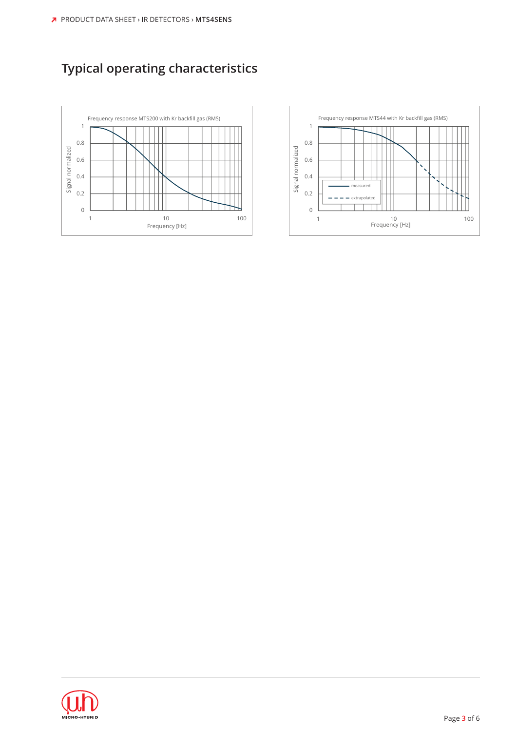# Typical operating characteristics

Frequency response MTS200 with Kr backfill gas (RMS)

Frequency response MTS44 with Kr backfill gas (RMS)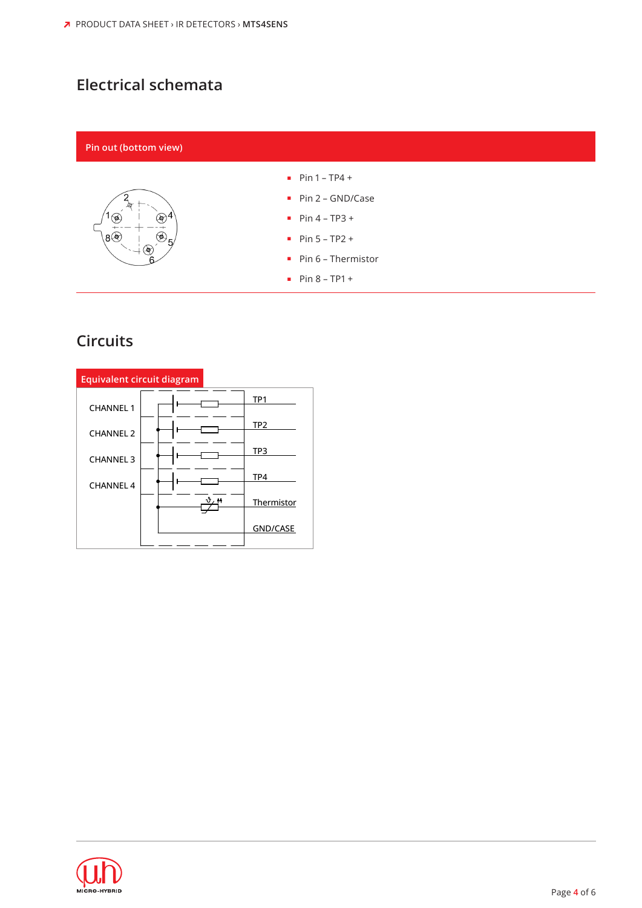# Electrical schemata

## Pin out (bottom view)

- Pin 1 – TP4 +
- Pin 2 – GND/Case
- Pin 4 – TP3 +
- Pin 5 – TP2 +
- Pin 6 – Thermistor
- Pin 8 – TP1 +

# Circuits

## Equivalent circuit diagram

CHANNEL 1
CHANNEL 2
CHANNEL 3
CHANNEL 4

TP1
TP2
TP3
TP4
Thermistor
GND/CASE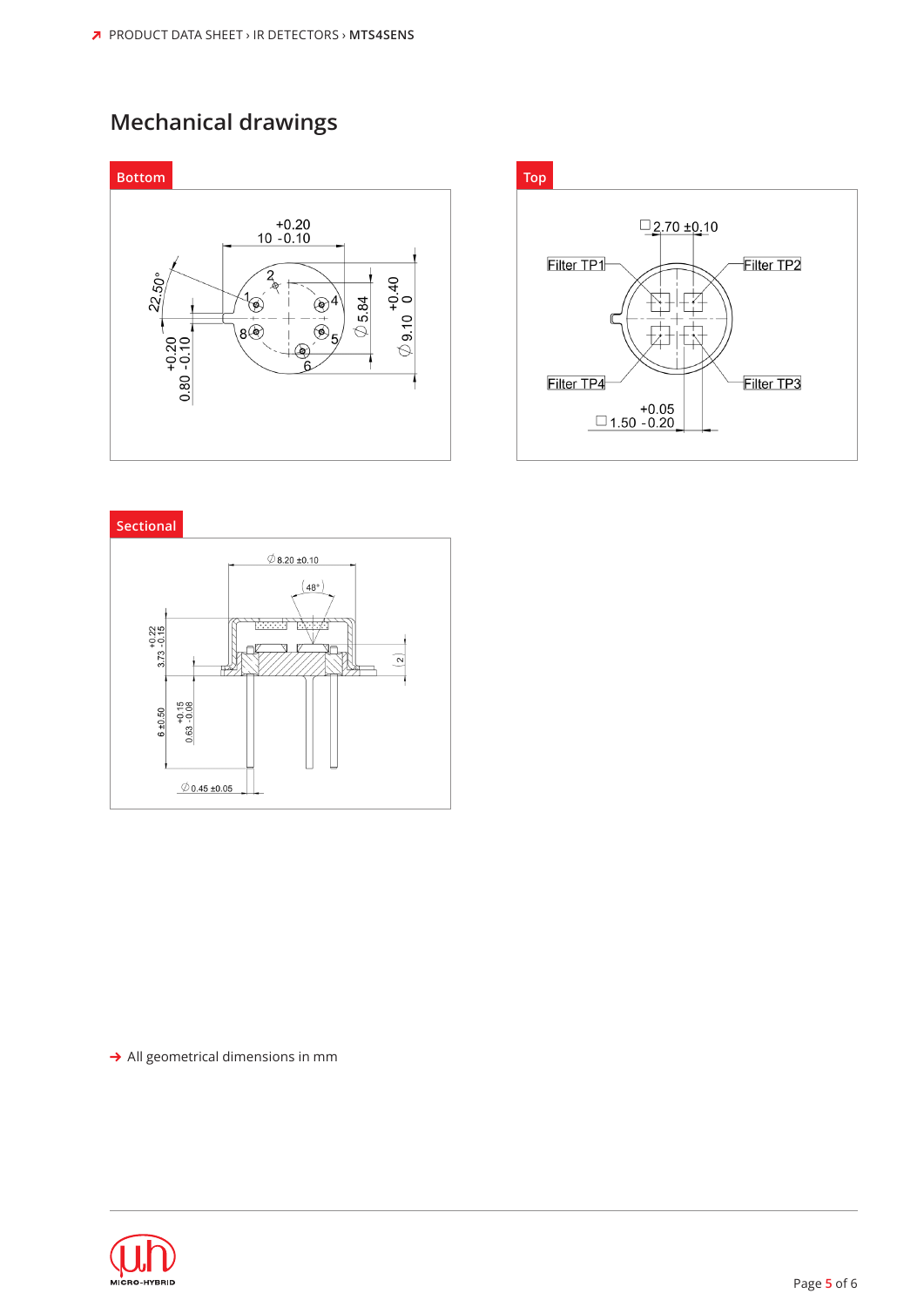## Mechanical drawings

**Bottom**

**Top**

**Sectional**

→ All geometrical dimensions in mm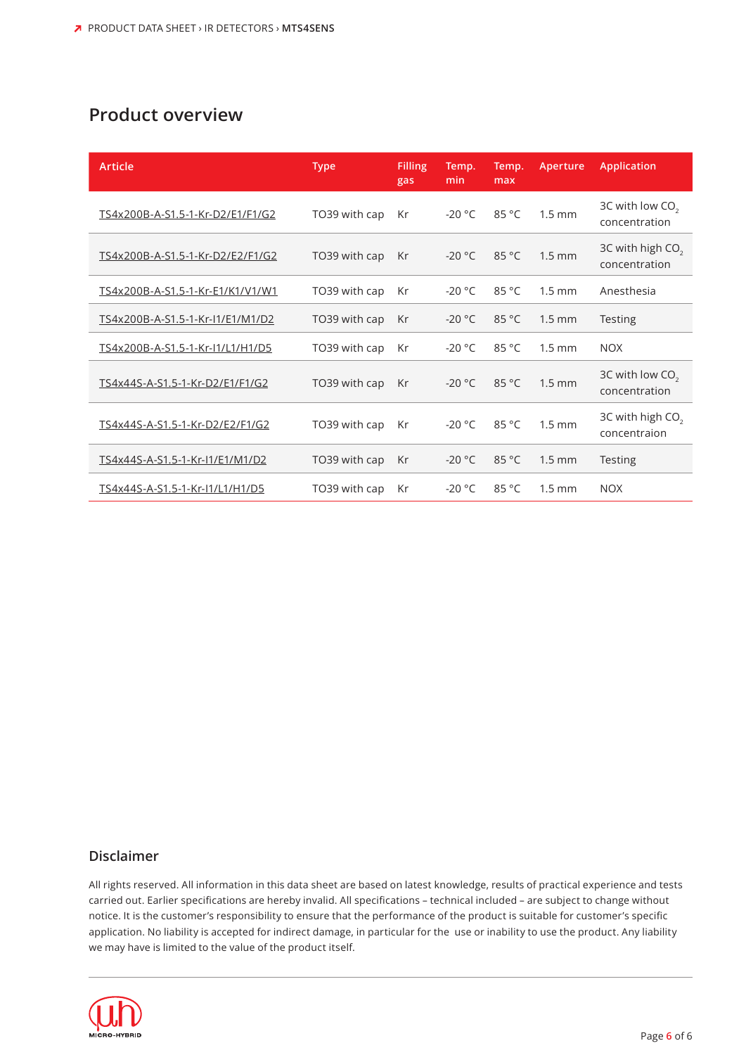## Product overview

| Article | Type | Filling gas | Temp. min | Temp. max | Aperture | Application |
|---|---|---|---|---|---|---|
| TS4x200B-A-S1.5-1-Kr-D2/E1/F1/G2 | TO39 with cap | Kr | -20 °C | 85 °C | 1.5 mm | 3C with low $CO_2$ concentration |
| TS4x200B-A-S1.5-1-Kr-D2/E2/F1/G2 | TO39 with cap | Kr | -20 °C | 85 °C | 1.5 mm | 3C with high $CO_2$ concentration |
| TS4x200B-A-S1.5-1-Kr-E1/K1/V1/W1 | TO39 with cap | Kr | -20 °C | 85 °C | 1.5 mm | Anesthesia |
| TS4x200B-A-S1.5-1-Kr-I1/E1/M1/D2 | TO39 with cap | Kr | -20 °C | 85 °C | 1.5 mm | Testing |
| TS4x200B-A-S1.5-1-Kr-I1/L1/H1/D5 | TO39 with cap | Kr | -20 °C | 85 °C | 1.5 mm | NOX |
| TS4x44S-A-S1.5-1-Kr-D2/E1/F1/G2 | TO39 with cap | Kr | -20 °C | 85 °C | 1.5 mm | 3C with low $CO_2$ concentration |
| TS4x44S-A-S1.5-1-Kr-D2/E2/F1/G2 | TO39 with cap | Kr | -20 °C | 85 °C | 1.5 mm | 3C with high $CO_2$ concentraion |
| TS4x44S-A-S1.5-1-Kr-I1/E1/M1/D2 | TO39 with cap | Kr | -20 °C | 85 °C | 1.5 mm | Testing |
| TS4x44S-A-S1.5-1-Kr-I1/L1/H1/D5 | TO39 with cap | Kr | -20 °C | 85 °C | 1.5 mm | NOX |

## Disclaimer

All rights reserved. All information in this data sheet are based on latest knowledge, results of practical experience and tests carried out. Earlier specifications are hereby invalid. All specifications – technical included – are subject to change without notice. It is the customer's responsibility to ensure that the performance of the product is suitable for customer's specific application. No liability is accepted for indirect damage, in particular for the use or inability to use the product. Any liability we may have is limited to the value of the product itself.